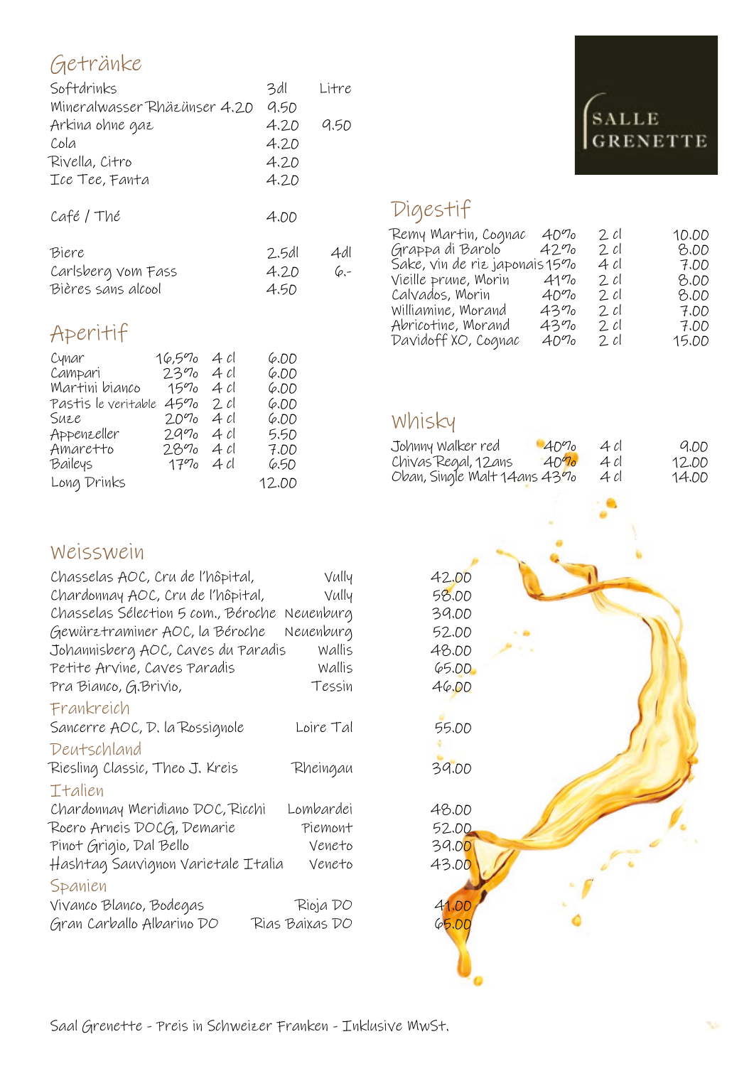# SALLE GRENETTE

## Getränke

| Softdrinks | 3dl | Litre |
|---|---|---|
| Mineralwasser Rhäzünser 4.20 | 9.50 | |
| Arkina ohne gaz | 4.20 | 9.50 |
| Cola | 4.20 | |
| Rivella, Citro | 4.20 | |
| Ice Tee, Fanta | 4.20 | |
| Café / Thé | 4.00 | |

| Biere | 2.5dl | 4dl |
|---|---|---|
| Carlsberg vom Fass | 4.20 | 6.- |
| Bières sans alcool | 4.50 | |

## Aperitif

| | | | |
|---|---|---|---|
| Cynar | 16,5% | 4 cl | 6.00 |
| Campari | 23% | 4 cl | 6.00 |
| Martini bianco | 15% | 4 cl | 6.00 |
| Pastis le veritable | 45% | 2 cl | 6.00 |
| Suze | 20% | 4 cl | 6.00 |
| Appenzeller | 29% | 4 cl | 5.50 |
| Amaretto | 28% | 4 cl | 7.00 |
| Baileys | 17% | 4 cl | 6.50 |
| Long Drinks | | | 12.00 |

## Digestif

| | | | |
|---|---|---|---|
| Remy Martin, Cognac | 40% | 2 cl | 10.00 |
| Grappa di Barolo | 42% | 2 cl | 8.00 |
| Sake, vin de riz japonais | 15% | 4 cl | 7.00 |
| Vieille prune, Morin | 41% | 2 cl | 8.00 |
| Calvados, Morin | 40% | 2 cl | 8.00 |
| Williamine, Morand | 43% | 2 cl | 7.00 |
| Abricotine, Morand | 43% | 2 cl | 7.00 |
| Davidoff XO, Cognac | 40% | 2 cl | 15.00 |

## Whisky

| | | | |
|---|---|---|---|
| Johnny Walker red | 40% | 4 cl | 9.00 |
| Chivas Regal, 12ans | 40% | 4 cl | 12.00 |
| Oban, Single Malt 14ans | 43% | 4 cl | 14.00 |

## Weisswein

| | | |
|---|---|---|
| Chasselas AOC, Cru de l'hôpital, | Vully | 42.00 |
| Chardonnay AOC, Cru de l'hôpital, | Vully | 58.00 |
| Chasselas Sélection 5 com., Béroche | Neuenburg | 39.00 |
| Gewürztraminer AOC, la Béroche | Neuenburg | 52.00 |
| Johannisberg AOC, Caves du Paradis | Wallis | 48.00 |
| Petite Arvine, Caves Paradis | Wallis | 65.00 |
| Pra Bianco, G.Brivio, | Tessin | 46.00 |

### Frankreich

| | | |
|---|---|---|
| Sancerre AOC, D. la Rossignole | Loire Tal | 55.00 |

### Deutschland

| | | |
|---|---|---|
| Riesling Classic, Theo J. Kreis | Rheingau | 39.00 |

### Italien

| | | |
|---|---|---|
| Chardonnay Meridiano DOC, Ricchi | Lombardei | 48.00 |
| Roero Arneis DOCG, Demarie | Piemont | 52.00 |
| Pinot Grigio, Dal Bello | Veneto | 39.00 |
| Hashtag Sauvignon Varietale Italia | Veneto | 43.00 |

### Spanien

| | | |
|---|---|---|
| Vivanco Blanco, Bodegas | Rioja DO | 41.00 |
| Gran Carballo Albarino DO | Rias Baixas DO | 65.00 |

Saal Grenette - Preis in Schweizer Franken - Inklusive MwSt.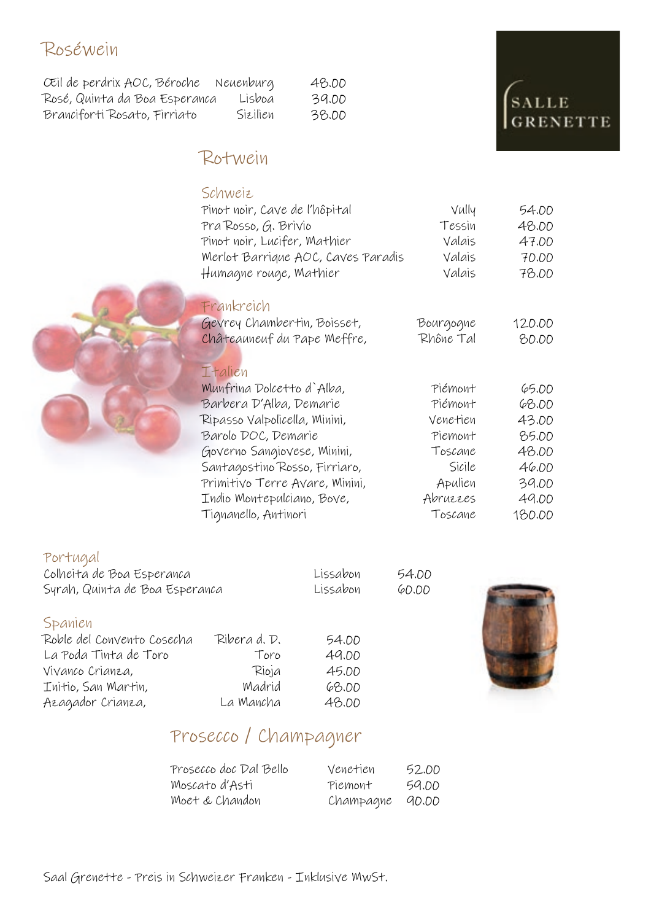# Roséwein

| | | |
|---|---|---|
| Œil de perdrix AOC, Béroche | Neuenburg | 48.00 |
| Rosé, Quinta da Boa Esperanca | Lisboa | 39.00 |
| Branciforti Rosato, Firriato | Sizilien | 38.00 |

SALLE GRENETTE

# Rotwein

## Schweiz

| | | |
|---|---|---|
| Pinot noir, Cave de l'hôpital | Vully | 54.00 |
| Pra Rosso, G. Brivio | Tessin | 48.00 |
| Pinot noir, Lucifer, Mathier | Valais | 47.00 |
| Merlot Barrique AOC, Caves Paradis | Valais | 70.00 |
| Humagne rouge, Mathier | Valais | 78.00 |

## Frankreich

| | | |
|---|---|---|
| Gevrey Chambertin, Boisset, | Bourgogne | 120.00 |
| Châteauneuf du Pape Meffre, | Rhône Tal | 80.00 |

## Italien

| | | |
|---|---|---|
| Munfrina Dolcetto d`Alba, | Piémont | 65.00 |
| Barbera D'Alba, Demarie | Piémont | 68.00 |
| Ripasso Valpolicella, Minini, | Venetien | 43.00 |
| Barolo DOC, Demarie | Piemont | 85.00 |
| Governo Sangiovese, Minini, | Toscane | 48.00 |
| Santagostino Rosso, Firriaro, | Sicile | 46.00 |
| Primitivo Terre Avare, Minini, | Apulien | 39.00 |
| Indio Montepulciano, Bove, | Abruzzes | 49.00 |
| Tignanello, Antinori | Toscane | 180.00 |

## Portugal

| | | |
|---|---|---|
| Colheita de Boa Esperanca | Lissabon | 54.00 |
| Syrah, Quinta de Boa Esperanca | Lissabon | 60.00 |

## Spanien

| | | |
|---|---|---|
| Roble del Convento Cosecha | Ribera d. D. | 54.00 |
| La Poda Tinta de Toro | Toro | 49.00 |
| Vivanco Crianza, | Rioja | 45.00 |
| Initio, San Martin, | Madrid | 68.00 |
| Azagador Crianza, | La Mancha | 48.00 |

# Prosecco / Champagner

| | | |
|---|---|---|
| Prosecco doc Dal Bello | Venetien | 52.00 |
| Moscato d'Asti | Piemont | 59.00 |
| Moet & Chandon | Champagne | 90.00 |

Saal Grenette - Preis in Schweizer Franken - Inklusive MwSt.